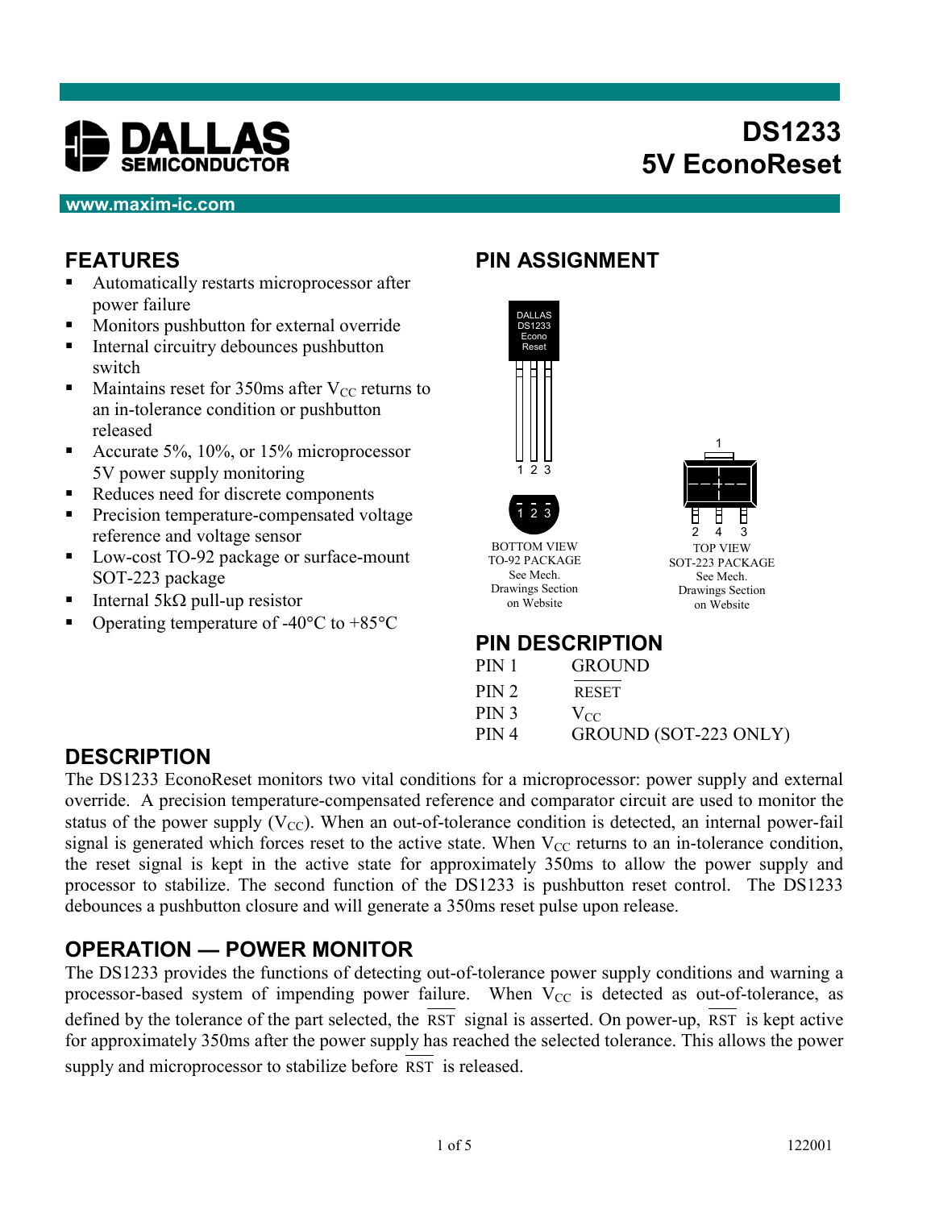# DS1233
# 5V EconoReset

www.maxim-ic.com

## FEATURES

- Automatically restarts microprocessor after power failure
- Monitors pushbutton for external override
- Internal circuitry debounces pushbutton switch
- Maintains reset for 350ms after $V_{CC}$ returns to an in-tolerance condition or pushbutton released
- Accurate 5%, 10%, or 15% microprocessor 5V power supply monitoring
- Reduces need for discrete components
- Precision temperature-compensated voltage reference and voltage sensor
- Low-cost TO-92 package or surface-mount SOT-223 package
- Internal 5kΩ pull-up resistor
- Operating temperature of -40°C to +85°C

## PIN ASSIGNMENT

BOTTOM VIEW
TO-92 PACKAGE
See Mech. Drawings Section on Website

TOP VIEW
SOT-223 PACKAGE
See Mech. Drawings Section on Website

## PIN DESCRIPTION

| | |
|---|---|
| PIN 1 | GROUND |
| PIN 2 | $\overline{\text{RESET}}$ |
| PIN 3 | $V_{CC}$ |
| PIN 4 | GROUND (SOT-223 ONLY) |

## DESCRIPTION

The DS1233 EconoReset monitors two vital conditions for a microprocessor: power supply and external override. A precision temperature-compensated reference and comparator circuit are used to monitor the status of the power supply ($V_{CC}$). When an out-of-tolerance condition is detected, an internal power-fail signal is generated which forces reset to the active state. When $V_{CC}$ returns to an in-tolerance condition, the reset signal is kept in the active state for approximately 350ms to allow the power supply and processor to stabilize. The second function of the DS1233 is pushbutton reset control. The DS1233 debounces a pushbutton closure and will generate a 350ms reset pulse upon release.

## OPERATION — POWER MONITOR

The DS1233 provides the functions of detecting out-of-tolerance power supply conditions and warning a processor-based system of impending power failure. When $V_{CC}$ is detected as out-of-tolerance, as defined by the tolerance of the part selected, the $\overline{\text{RST}}$ signal is asserted. On power-up, $\overline{\text{RST}}$ is kept active for approximately 350ms after the power supply has reached the selected tolerance. This allows the power supply and microprocessor to stabilize before $\overline{\text{RST}}$ is released.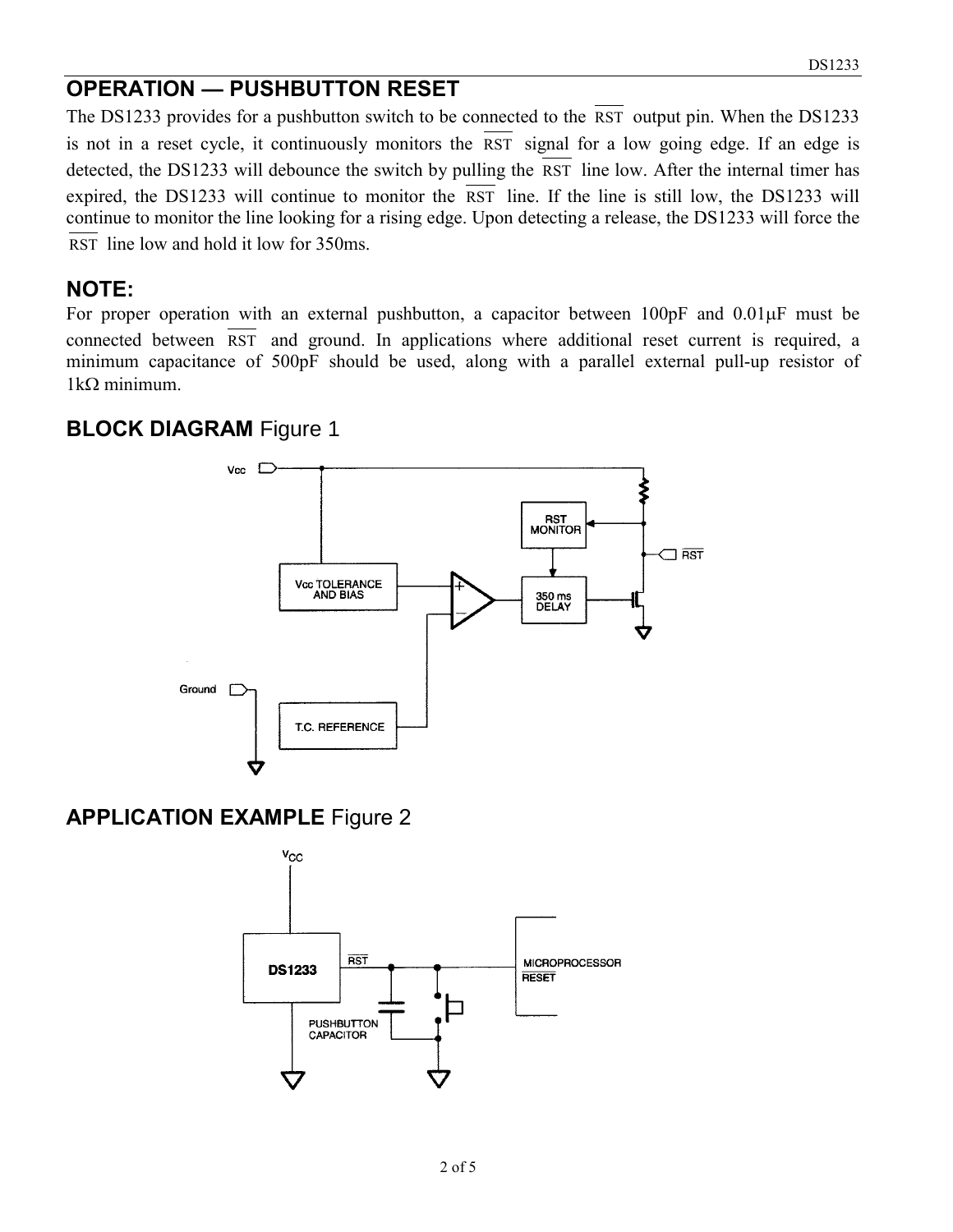## OPERATION — PUSHBUTTON RESET

The DS1233 provides for a pushbutton switch to be connected to the $\overline{RST}$ output pin. When the DS1233 is not in a reset cycle, it continuously monitors the $\overline{RST}$ signal for a low going edge. If an edge is detected, the DS1233 will debounce the switch by pulling the $\overline{RST}$ line low. After the internal timer has expired, the DS1233 will continue to monitor the $\overline{RST}$ line. If the line is still low, the DS1233 will continue to monitor the line looking for a rising edge. Upon detecting a release, the DS1233 will force the $\overline{RST}$ line low and hold it low for 350ms.

## NOTE:

For proper operation with an external pushbutton, a capacitor between 100pF and 0.01μF must be connected between $\overline{RST}$ and ground. In applications where additional reset current is required, a minimum capacitance of 500pF should be used, along with a parallel external pull-up resistor of 1kΩ minimum.

## BLOCK DIAGRAM Figure 1

## APPLICATION EXAMPLE Figure 2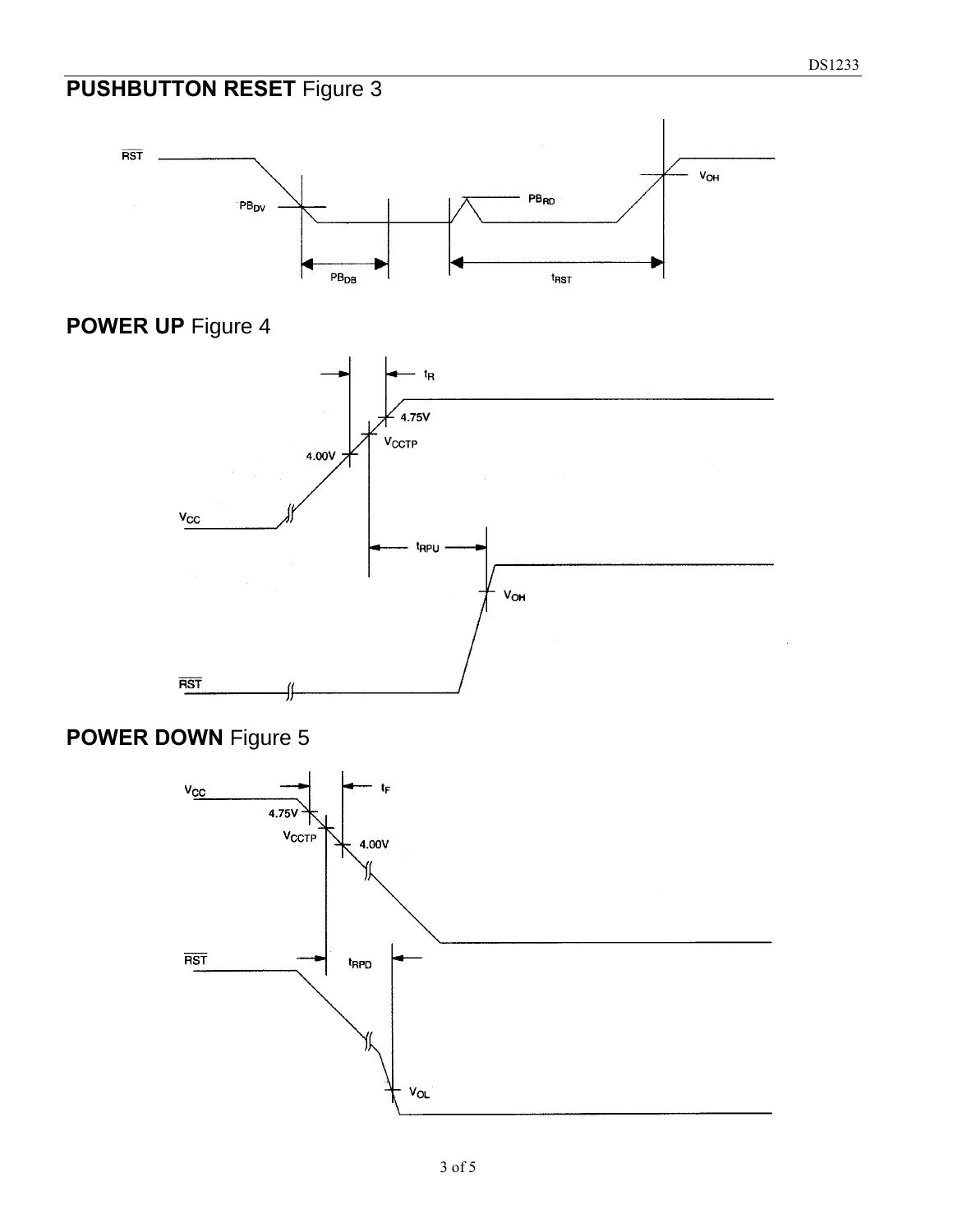## PUSHBUTTON RESET Figure 3

RST

$PB_{DV}$

$PB_{RD}$

$V_{OH}$

$PB_{DB}$

$t_{RST}$

## POWER UP Figure 4

$t_R$

4.75V

$V_{CCTP}$

4.00V

$V_{CC}$

$t_{RPU}$

$V_{OH}$

RST

## POWER DOWN Figure 5

$V_{CC}$

$t_F$

4.75V

$V_{CCTP}$

4.00V

RST

$t_{RPD}$

$V_{OL}$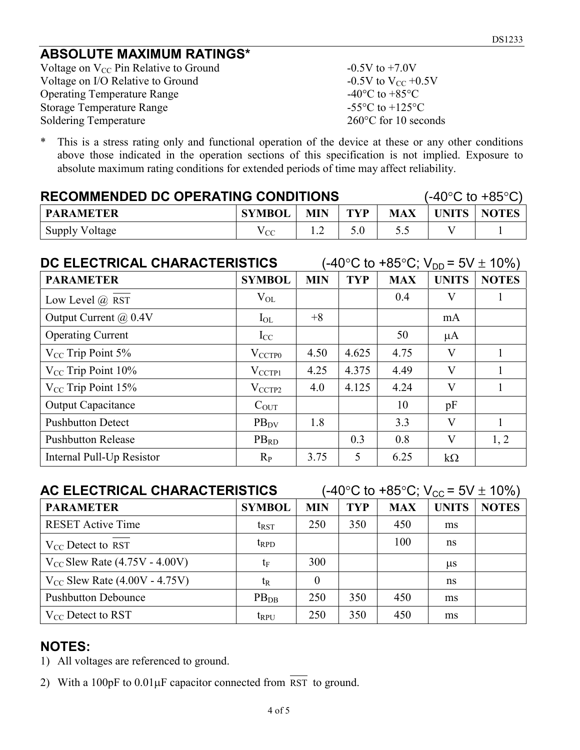## ABSOLUTE MAXIMUM RATINGS*

| | |
|---|---|
| Voltage on $V_{CC}$ Pin Relative to Ground | -0.5V to +7.0V |
| Voltage on I/O Relative to Ground | -0.5V to $V_{CC}$ +0.5V |
| Operating Temperature Range | -40°C to +85°C |
| Storage Temperature Range | -55°C to +125°C |
| Soldering Temperature | 260°C for 10 seconds |

\* This is a stress rating only and functional operation of the device at these or any other conditions above those indicated in the operation sections of this specification is not implied. Exposure to absolute maximum rating conditions for extended periods of time may affect reliability.

## RECOMMENDED DC OPERATING CONDITIONS (-40°C to +85°C)

| PARAMETER | SYMBOL | MIN | TYP | MAX | UNITS | NOTES |
|---|---|---|---|---|---|---|
| Supply Voltage | $V_{CC}$ | 1.2 | 5.0 | 5.5 | V | 1 |

## DC ELECTRICAL CHARACTERISTICS (-40°C to +85°C; $V_{DD}$ = 5V ± 10%)

| PARAMETER | SYMBOL | MIN | TYP | MAX | UNITS | NOTES |
|---|---|---|---|---|---|---|
| Low Level @ $\overline{RST}$ | $V_{OL}$ | | | 0.4 | V | 1 |
| Output Current @ 0.4V | $I_{OL}$ | +8 | | | mA | |
| Operating Current | $I_{CC}$ | | | 50 | μA | |
| $V_{CC}$ Trip Point 5% | $V_{CCTP0}$ | 4.50 | 4.625 | 4.75 | V | 1 |
| $V_{CC}$ Trip Point 10% | $V_{CCTP1}$ | 4.25 | 4.375 | 4.49 | V | 1 |
| $V_{CC}$ Trip Point 15% | $V_{CCTP2}$ | 4.0 | 4.125 | 4.24 | V | 1 |
| Output Capacitance | $C_{OUT}$ | | | 10 | pF | |
| Pushbutton Detect | $PB_{DV}$ | 1.8 | | 3.3 | V | 1 |
| Pushbutton Release | $PB_{RD}$ | | 0.3 | 0.8 | V | 1, 2 |
| Internal Pull-Up Resistor | $R_P$ | 3.75 | 5 | 6.25 | kΩ | |

## AC ELECTRICAL CHARACTERISTICS (-40°C to +85°C; $V_{CC}$ = 5V ± 10%)

| PARAMETER | SYMBOL | MIN | TYP | MAX | UNITS | NOTES |
|---|---|---|---|---|---|---|
| RESET Active Time | $t_{RST}$ | 250 | 350 | 450 | ms | |
| $V_{CC}$ Detect to $\overline{RST}$ | $t_{RPD}$ | | | 100 | ns | |
| $V_{CC}$ Slew Rate (4.75V - 4.00V) | $t_F$ | 300 | | | μs | |
| $V_{CC}$ Slew Rate (4.00V - 4.75V) | $t_R$ | 0 | | | ns | |
| Pushbutton Debounce | $PB_{DB}$ | 250 | 350 | 450 | ms | |
| $V_{CC}$ Detect to RST | $t_{RPU}$ | 250 | 350 | 450 | ms | |

## NOTES:

1) All voltages are referenced to ground.
2) With a 100pF to 0.01μF capacitor connected from $\overline{RST}$ to ground.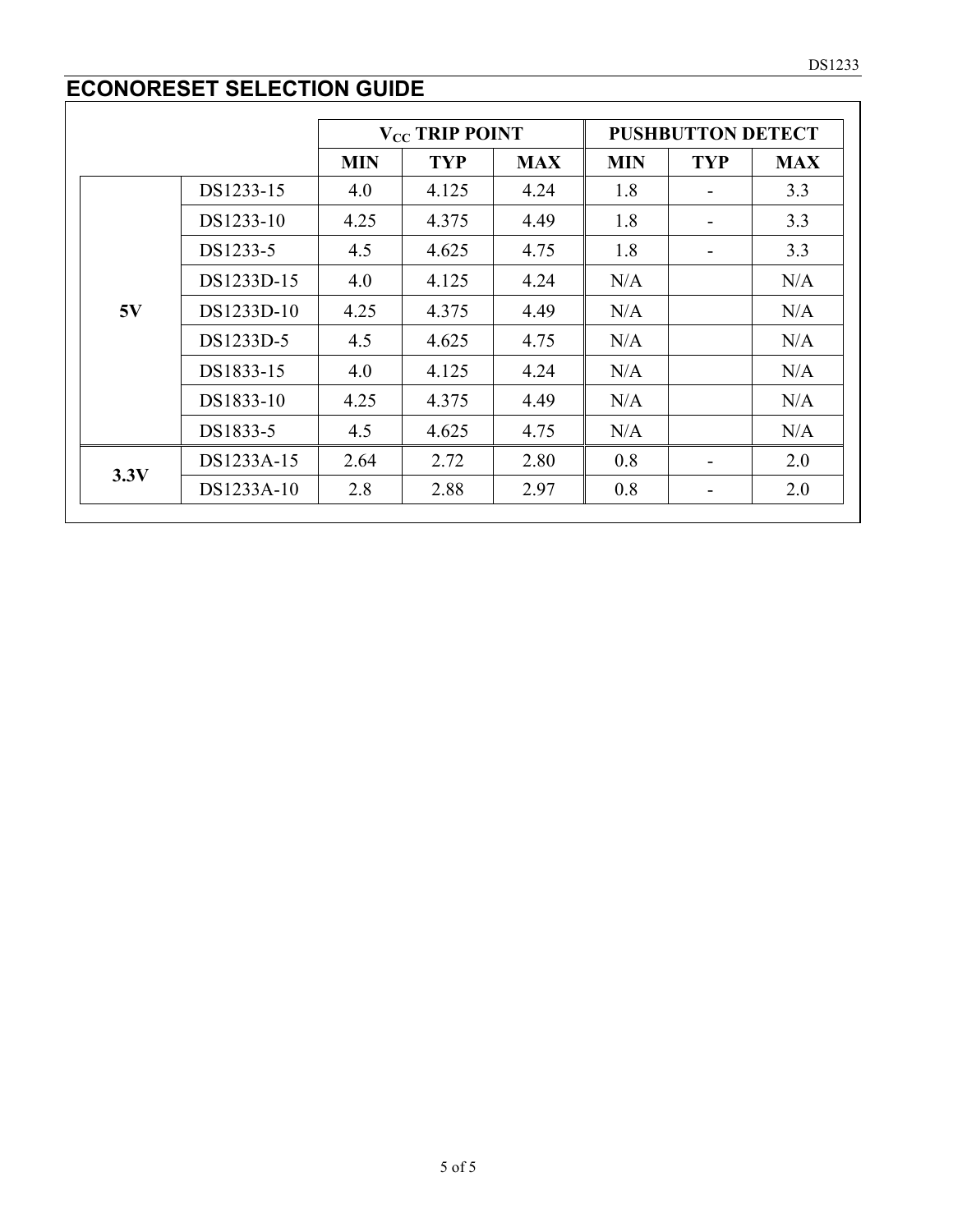## ECONORESET SELECTION GUIDE

| | | $V_{CC}$ TRIP POINT | | | PUSHBUTTON DETECT | | |
|---|---|---|---|---|---|---|---|
| | | **MIN** | **TYP** | **MAX** | **MIN** | **TYP** | **MAX** |
| **5V** | DS1233-15 | 4.0 | 4.125 | 4.24 | 1.8 | - | 3.3 |
| | DS1233-10 | 4.25 | 4.375 | 4.49 | 1.8 | - | 3.3 |
| | DS1233-5 | 4.5 | 4.625 | 4.75 | 1.8 | - | 3.3 |
| | DS1233D-15 | 4.0 | 4.125 | 4.24 | N/A | | N/A |
| | DS1233D-10 | 4.25 | 4.375 | 4.49 | N/A | | N/A |
| | DS1233D-5 | 4.5 | 4.625 | 4.75 | N/A | | N/A |
| | DS1833-15 | 4.0 | 4.125 | 4.24 | N/A | | N/A |
| | DS1833-10 | 4.25 | 4.375 | 4.49 | N/A | | N/A |
| | DS1833-5 | 4.5 | 4.625 | 4.75 | N/A | | N/A |
| **3.3V** | DS1233A-15 | 2.64 | 2.72 | 2.80 | 0.8 | - | 2.0 |
| | DS1233A-10 | 2.8 | 2.88 | 2.97 | 0.8 | - | 2.0 |